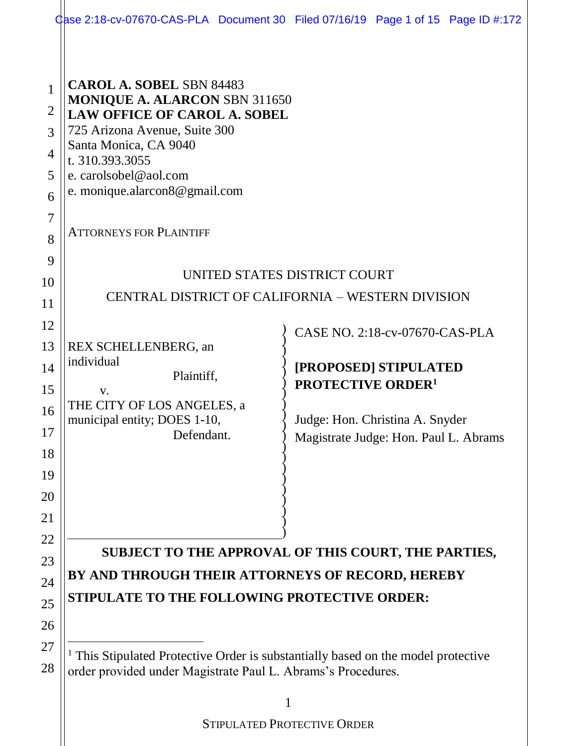**CAROL A. SOBEL** SBN 84483
**MONIQUE A. ALARCON** SBN 311650
**LAW OFFICE OF CAROL A. SOBEL**
725 Arizona Avenue, Suite 300
Santa Monica, CA 9040
t. 310.393.3055
e. carolsobel@aol.com
e. monique.alarcon8@gmail.com

ATTORNEYS FOR PLAINTIFF

UNITED STATES DISTRICT COURT

CENTRAL DISTRICT OF CALIFORNIA – WESTERN DIVISION

REX SCHELLENBERG, an individual
Plaintiff,
v.
THE CITY OF LOS ANGELES, a municipal entity; DOES 1-10,
Defendant.

CASE NO. 2:18-cv-07670-CAS-PLA

**[PROPOSED] STIPULATED PROTECTIVE ORDER**[1]

Judge: Hon. Christina A. Snyder
Magistrate Judge: Hon. Paul L. Abrams

**SUBJECT TO THE APPROVAL OF THIS COURT, THE PARTIES, BY AND THROUGH THEIR ATTORNEYS OF RECORD, HEREBY STIPULATE TO THE FOLLOWING PROTECTIVE ORDER:**

[1] This Stipulated Protective Order is substantially based on the model protective order provided under Magistrate Paul L. Abrams's Procedures.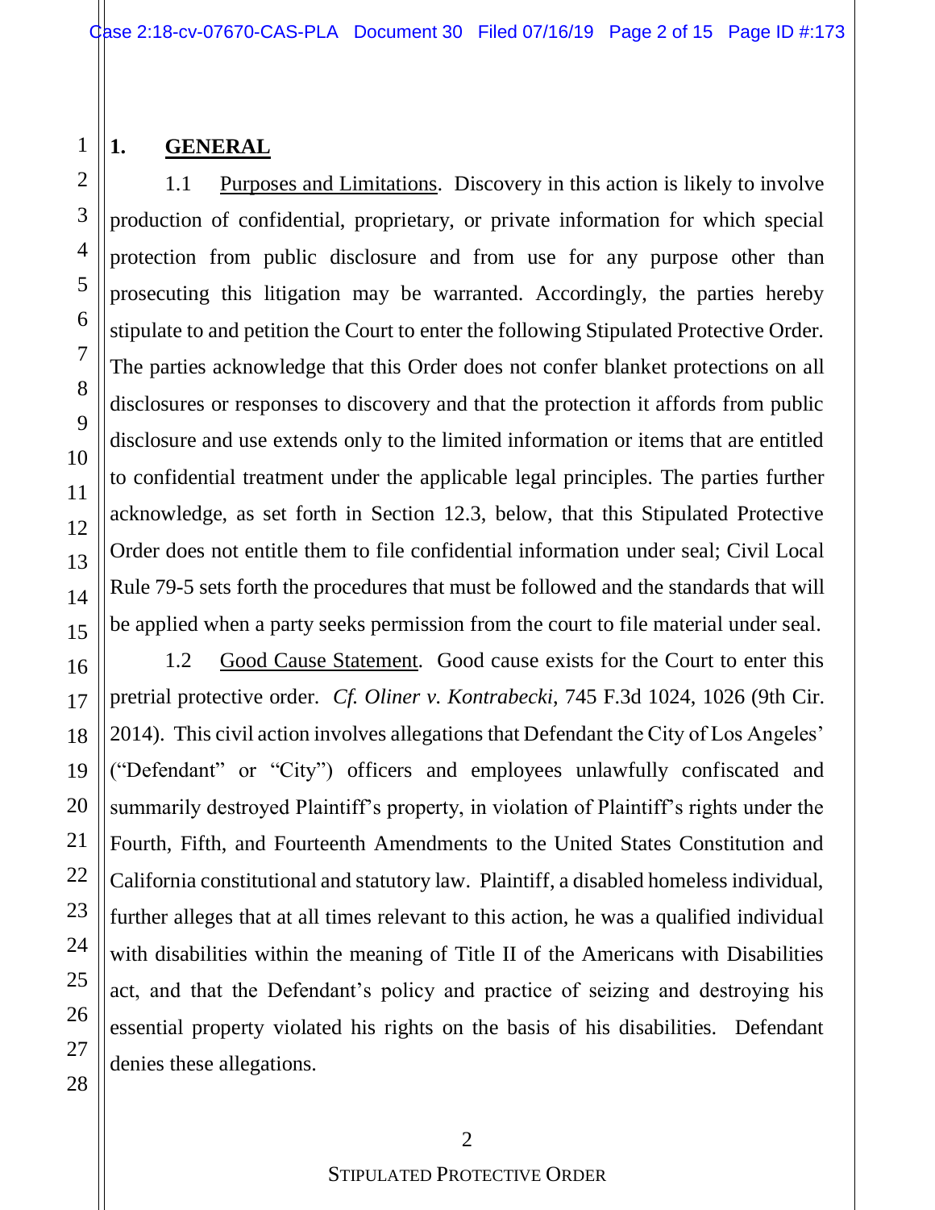## 1. GENERAL

1.1 Purposes and Limitations. Discovery in this action is likely to involve production of confidential, proprietary, or private information for which special protection from public disclosure and from use for any purpose other than prosecuting this litigation may be warranted. Accordingly, the parties hereby stipulate to and petition the Court to enter the following Stipulated Protective Order. The parties acknowledge that this Order does not confer blanket protections on all disclosures or responses to discovery and that the protection it affords from public disclosure and use extends only to the limited information or items that are entitled to confidential treatment under the applicable legal principles. The parties further acknowledge, as set forth in Section 12.3, below, that this Stipulated Protective Order does not entitle them to file confidential information under seal; Civil Local Rule 79-5 sets forth the procedures that must be followed and the standards that will be applied when a party seeks permission from the court to file material under seal.

1.2 Good Cause Statement. Good cause exists for the Court to enter this pretrial protective order. *Cf. Oliner v. Kontrabecki*, 745 F.3d 1024, 1026 (9th Cir. 2014). This civil action involves allegations that Defendant the City of Los Angeles' ("Defendant" or "City") officers and employees unlawfully confiscated and summarily destroyed Plaintiff's property, in violation of Plaintiff's rights under the Fourth, Fifth, and Fourteenth Amendments to the United States Constitution and California constitutional and statutory law. Plaintiff, a disabled homeless individual, further alleges that at all times relevant to this action, he was a qualified individual with disabilities within the meaning of Title II of the Americans with Disabilities act, and that the Defendant's policy and practice of seizing and destroying his essential property violated his rights on the basis of his disabilities. Defendant denies these allegations.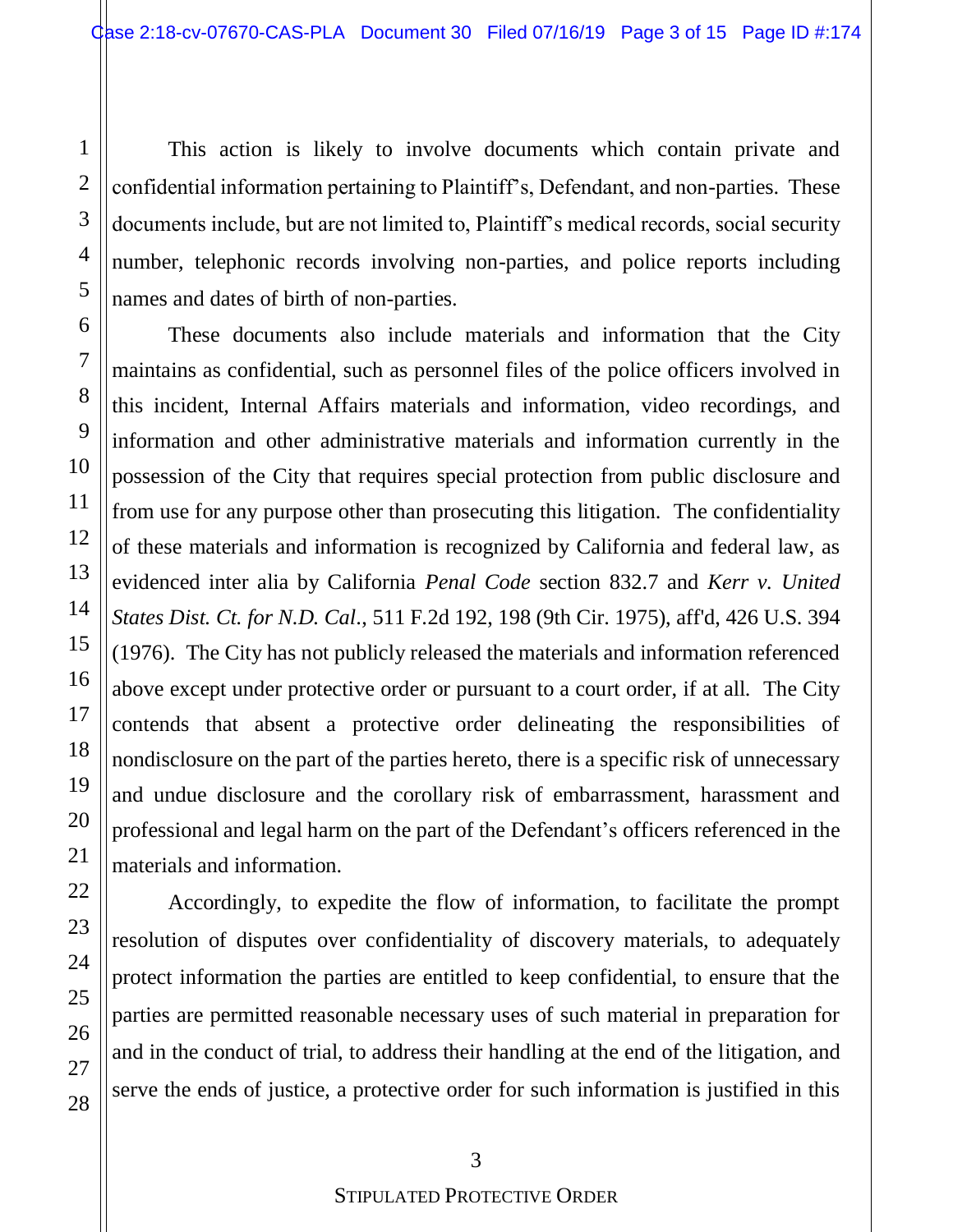This action is likely to involve documents which contain private and confidential information pertaining to Plaintiff's, Defendant, and non-parties. These documents include, but are not limited to, Plaintiff's medical records, social security number, telephonic records involving non-parties, and police reports including names and dates of birth of non-parties.

These documents also include materials and information that the City maintains as confidential, such as personnel files of the police officers involved in this incident, Internal Affairs materials and information, video recordings, and information and other administrative materials and information currently in the possession of the City that requires special protection from public disclosure and from use for any purpose other than prosecuting this litigation. The confidentiality of these materials and information is recognized by California and federal law, as evidenced inter alia by California *Penal Code* section 832.7 and *Kerr v. United States Dist. Ct. for N.D. Cal.*, 511 F.2d 192, 198 (9th Cir. 1975), aff'd, 426 U.S. 394 (1976). The City has not publicly released the materials and information referenced above except under protective order or pursuant to a court order, if at all. The City contends that absent a protective order delineating the responsibilities of nondisclosure on the part of the parties hereto, there is a specific risk of unnecessary and undue disclosure and the corollary risk of embarrassment, harassment and professional and legal harm on the part of the Defendant's officers referenced in the materials and information.

Accordingly, to expedite the flow of information, to facilitate the prompt resolution of disputes over confidentiality of discovery materials, to adequately protect information the parties are entitled to keep confidential, to ensure that the parties are permitted reasonable necessary uses of such material in preparation for and in the conduct of trial, to address their handling at the end of the litigation, and serve the ends of justice, a protective order for such information is justified in this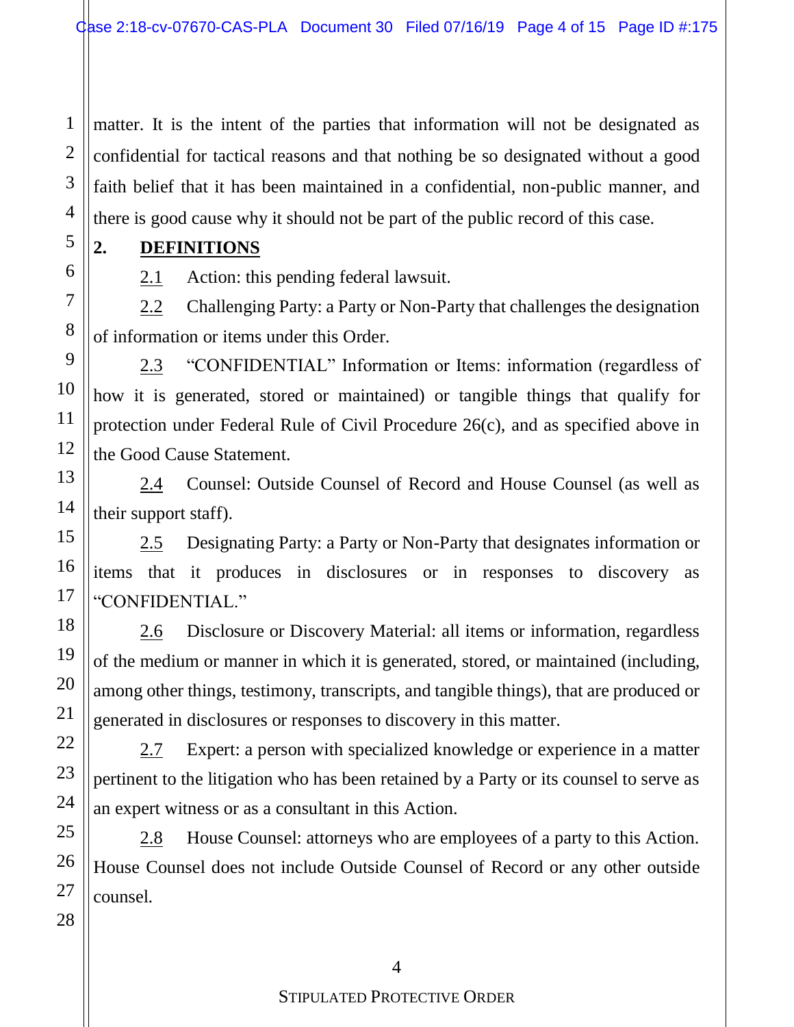matter. It is the intent of the parties that information will not be designated as confidential for tactical reasons and that nothing be so designated without a good faith belief that it has been maintained in a confidential, non-public manner, and there is good cause why it should not be part of the public record of this case.

## 2. DEFINITIONS

2.1 Action: this pending federal lawsuit.

2.2 Challenging Party: a Party or Non-Party that challenges the designation of information or items under this Order.

2.3 "CONFIDENTIAL" Information or Items: information (regardless of how it is generated, stored or maintained) or tangible things that qualify for protection under Federal Rule of Civil Procedure 26(c), and as specified above in the Good Cause Statement.

2.4 Counsel: Outside Counsel of Record and House Counsel (as well as their support staff).

2.5 Designating Party: a Party or Non-Party that designates information or items that it produces in disclosures or in responses to discovery as "CONFIDENTIAL."

2.6 Disclosure or Discovery Material: all items or information, regardless of the medium or manner in which it is generated, stored, or maintained (including, among other things, testimony, transcripts, and tangible things), that are produced or generated in disclosures or responses to discovery in this matter.

2.7 Expert: a person with specialized knowledge or experience in a matter pertinent to the litigation who has been retained by a Party or its counsel to serve as an expert witness or as a consultant in this Action.

2.8 House Counsel: attorneys who are employees of a party to this Action. House Counsel does not include Outside Counsel of Record or any other outside counsel.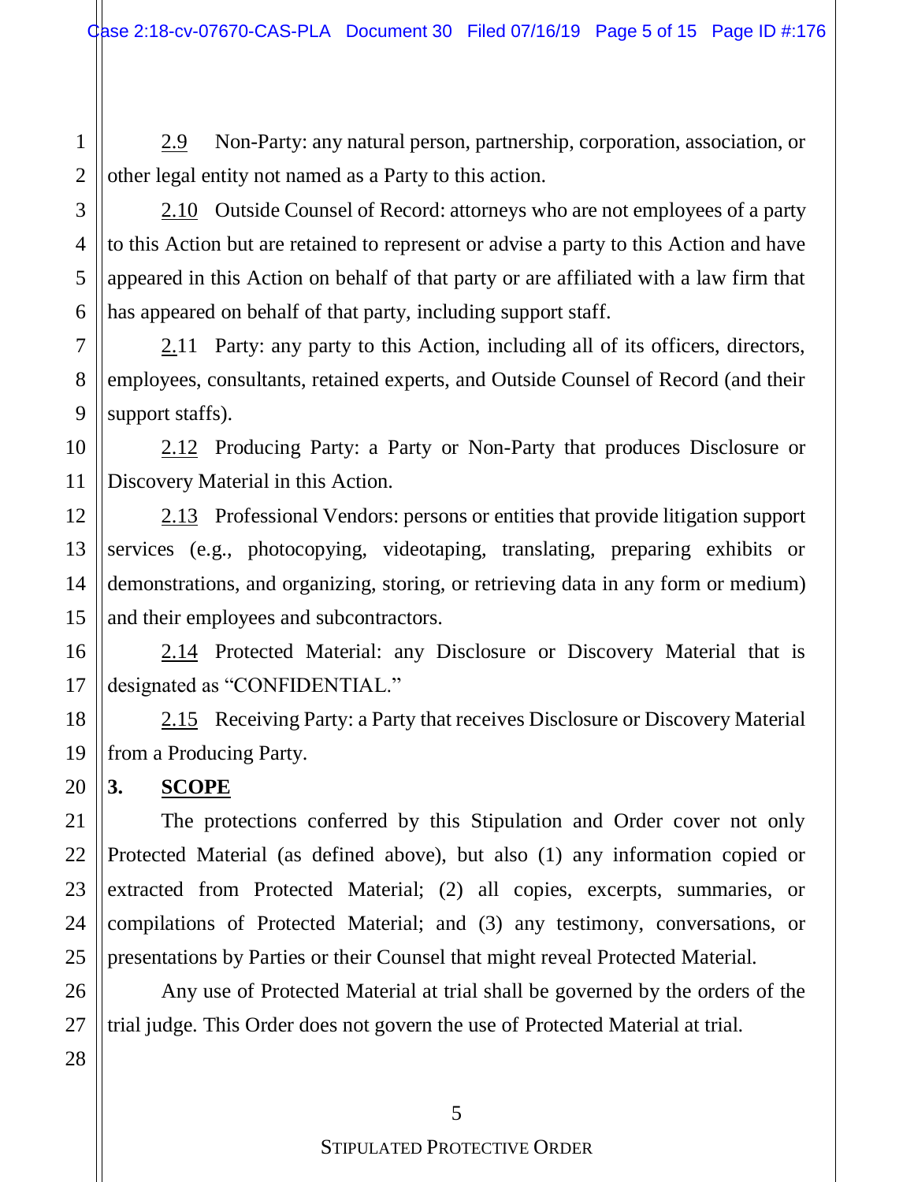2.9 Non-Party: any natural person, partnership, corporation, association, or other legal entity not named as a Party to this action.

2.10 Outside Counsel of Record: attorneys who are not employees of a party to this Action but are retained to represent or advise a party to this Action and have appeared in this Action on behalf of that party or are affiliated with a law firm that has appeared on behalf of that party, including support staff.

2.11 Party: any party to this Action, including all of its officers, directors, employees, consultants, retained experts, and Outside Counsel of Record (and their support staffs).

2.12 Producing Party: a Party or Non-Party that produces Disclosure or Discovery Material in this Action.

2.13 Professional Vendors: persons or entities that provide litigation support services (e.g., photocopying, videotaping, translating, preparing exhibits or demonstrations, and organizing, storing, or retrieving data in any form or medium) and their employees and subcontractors.

2.14 Protected Material: any Disclosure or Discovery Material that is designated as "CONFIDENTIAL."

2.15 Receiving Party: a Party that receives Disclosure or Discovery Material from a Producing Party.

## 3. SCOPE

The protections conferred by this Stipulation and Order cover not only Protected Material (as defined above), but also (1) any information copied or extracted from Protected Material; (2) all copies, excerpts, summaries, or compilations of Protected Material; and (3) any testimony, conversations, or presentations by Parties or their Counsel that might reveal Protected Material.

Any use of Protected Material at trial shall be governed by the orders of the trial judge. This Order does not govern the use of Protected Material at trial.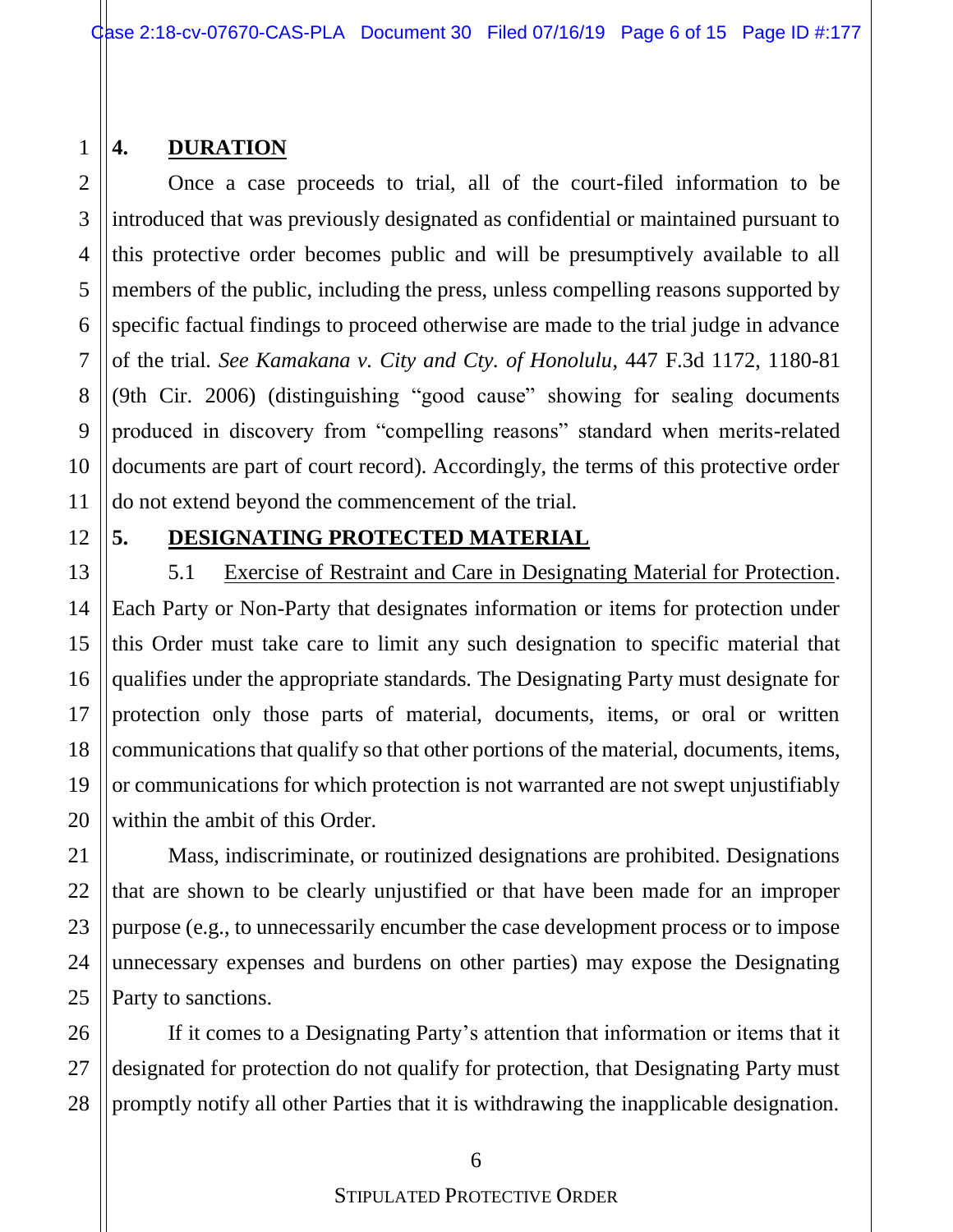## 4. DURATION

Once a case proceeds to trial, all of the court-filed information to be introduced that was previously designated as confidential or maintained pursuant to this protective order becomes public and will be presumptively available to all members of the public, including the press, unless compelling reasons supported by specific factual findings to proceed otherwise are made to the trial judge in advance of the trial. *See Kamakana v. City and Cty. of Honolulu*, 447 F.3d 1172, 1180-81 (9th Cir. 2006) (distinguishing "good cause" showing for sealing documents produced in discovery from "compelling reasons" standard when merits-related documents are part of court record). Accordingly, the terms of this protective order do not extend beyond the commencement of the trial.

## 5. DESIGNATING PROTECTED MATERIAL

5.1 Exercise of Restraint and Care in Designating Material for Protection. Each Party or Non-Party that designates information or items for protection under this Order must take care to limit any such designation to specific material that qualifies under the appropriate standards. The Designating Party must designate for protection only those parts of material, documents, items, or oral or written communications that qualify so that other portions of the material, documents, items, or communications for which protection is not warranted are not swept unjustifiably within the ambit of this Order.

Mass, indiscriminate, or routinized designations are prohibited. Designations that are shown to be clearly unjustified or that have been made for an improper purpose (e.g., to unnecessarily encumber the case development process or to impose unnecessary expenses and burdens on other parties) may expose the Designating Party to sanctions.

If it comes to a Designating Party's attention that information or items that it designated for protection do not qualify for protection, that Designating Party must promptly notify all other Parties that it is withdrawing the inapplicable designation.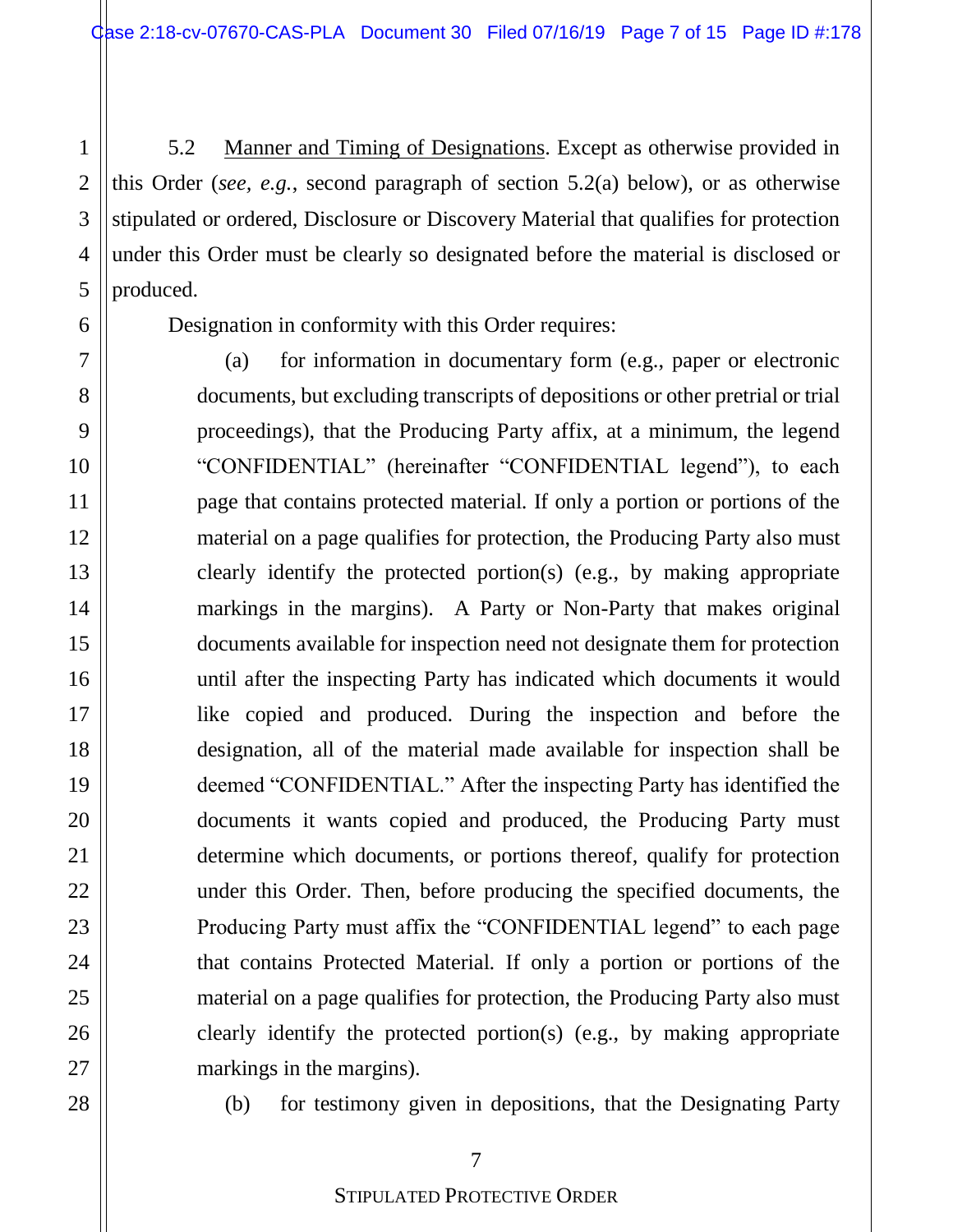5.2 <u>Manner and Timing of Designations</u>. Except as otherwise provided in this Order (*see, e.g.*, second paragraph of section 5.2(a) below), or as otherwise stipulated or ordered, Disclosure or Discovery Material that qualifies for protection under this Order must be clearly so designated before the material is disclosed or produced.

Designation in conformity with this Order requires:

(a) for information in documentary form (e.g., paper or electronic documents, but excluding transcripts of depositions or other pretrial or trial proceedings), that the Producing Party affix, at a minimum, the legend "CONFIDENTIAL" (hereinafter "CONFIDENTIAL legend"), to each page that contains protected material. If only a portion or portions of the material on a page qualifies for protection, the Producing Party also must clearly identify the protected portion(s) (e.g., by making appropriate markings in the margins). A Party or Non-Party that makes original documents available for inspection need not designate them for protection until after the inspecting Party has indicated which documents it would like copied and produced. During the inspection and before the designation, all of the material made available for inspection shall be deemed "CONFIDENTIAL." After the inspecting Party has identified the documents it wants copied and produced, the Producing Party must determine which documents, or portions thereof, qualify for protection under this Order. Then, before producing the specified documents, the Producing Party must affix the "CONFIDENTIAL legend" to each page that contains Protected Material. If only a portion or portions of the material on a page qualifies for protection, the Producing Party also must clearly identify the protected portion(s) (e.g., by making appropriate markings in the margins).

(b) for testimony given in depositions, that the Designating Party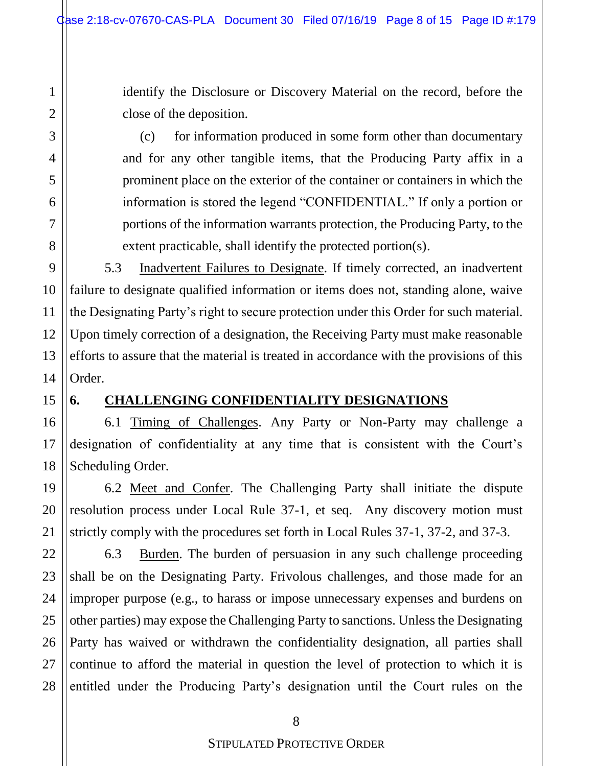identify the Disclosure or Discovery Material on the record, before the close of the deposition.

(c) for information produced in some form other than documentary and for any other tangible items, that the Producing Party affix in a prominent place on the exterior of the container or containers in which the information is stored the legend "CONFIDENTIAL." If only a portion or portions of the information warrants protection, the Producing Party, to the extent practicable, shall identify the protected portion(s).

5.3 Inadvertent Failures to Designate. If timely corrected, an inadvertent failure to designate qualified information or items does not, standing alone, waive the Designating Party's right to secure protection under this Order for such material. Upon timely correction of a designation, the Receiving Party must make reasonable efforts to assure that the material is treated in accordance with the provisions of this Order.

## 6. CHALLENGING CONFIDENTIALITY DESIGNATIONS

6.1 Timing of Challenges. Any Party or Non-Party may challenge a designation of confidentiality at any time that is consistent with the Court's Scheduling Order.

6.2 Meet and Confer. The Challenging Party shall initiate the dispute resolution process under Local Rule 37-1, et seq. Any discovery motion must strictly comply with the procedures set forth in Local Rules 37-1, 37-2, and 37-3.

6.3 Burden. The burden of persuasion in any such challenge proceeding shall be on the Designating Party. Frivolous challenges, and those made for an improper purpose (e.g., to harass or impose unnecessary expenses and burdens on other parties) may expose the Challenging Party to sanctions. Unless the Designating Party has waived or withdrawn the confidentiality designation, all parties shall continue to afford the material in question the level of protection to which it is entitled under the Producing Party's designation until the Court rules on the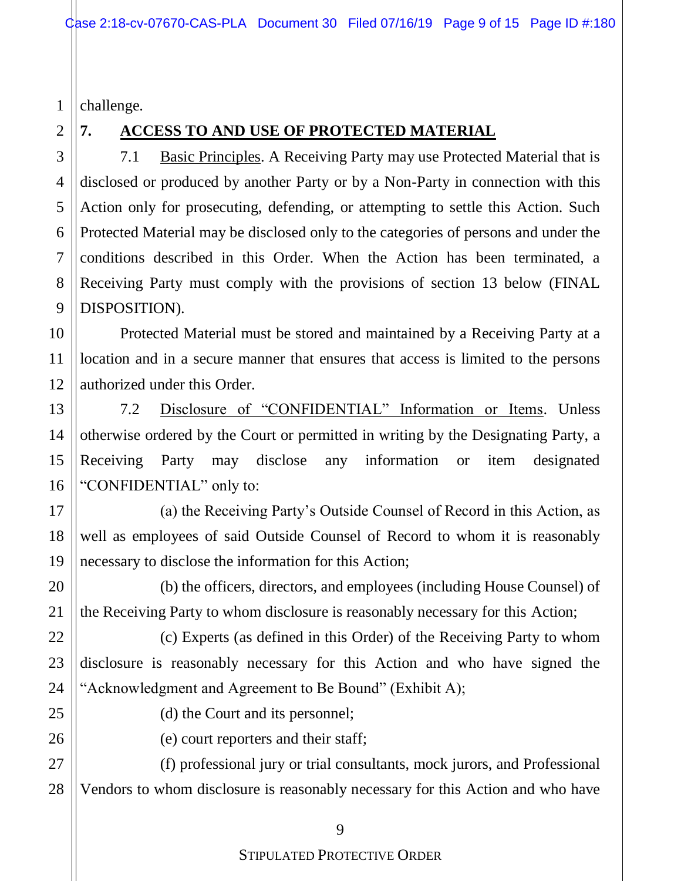challenge.

## 7. ACCESS TO AND USE OF PROTECTED MATERIAL

7.1 Basic Principles. A Receiving Party may use Protected Material that is disclosed or produced by another Party or by a Non-Party in connection with this Action only for prosecuting, defending, or attempting to settle this Action. Such Protected Material may be disclosed only to the categories of persons and under the conditions described in this Order. When the Action has been terminated, a Receiving Party must comply with the provisions of section 13 below (FINAL DISPOSITION).

Protected Material must be stored and maintained by a Receiving Party at a location and in a secure manner that ensures that access is limited to the persons authorized under this Order.

7.2 Disclosure of "CONFIDENTIAL" Information or Items. Unless otherwise ordered by the Court or permitted in writing by the Designating Party, a Receiving Party may disclose any information or item designated "CONFIDENTIAL" only to:

(a) the Receiving Party's Outside Counsel of Record in this Action, as well as employees of said Outside Counsel of Record to whom it is reasonably necessary to disclose the information for this Action;

(b) the officers, directors, and employees (including House Counsel) of the Receiving Party to whom disclosure is reasonably necessary for this Action;

(c) Experts (as defined in this Order) of the Receiving Party to whom disclosure is reasonably necessary for this Action and who have signed the "Acknowledgment and Agreement to Be Bound" (Exhibit A);

(d) the Court and its personnel;

(e) court reporters and their staff;

(f) professional jury or trial consultants, mock jurors, and Professional Vendors to whom disclosure is reasonably necessary for this Action and who have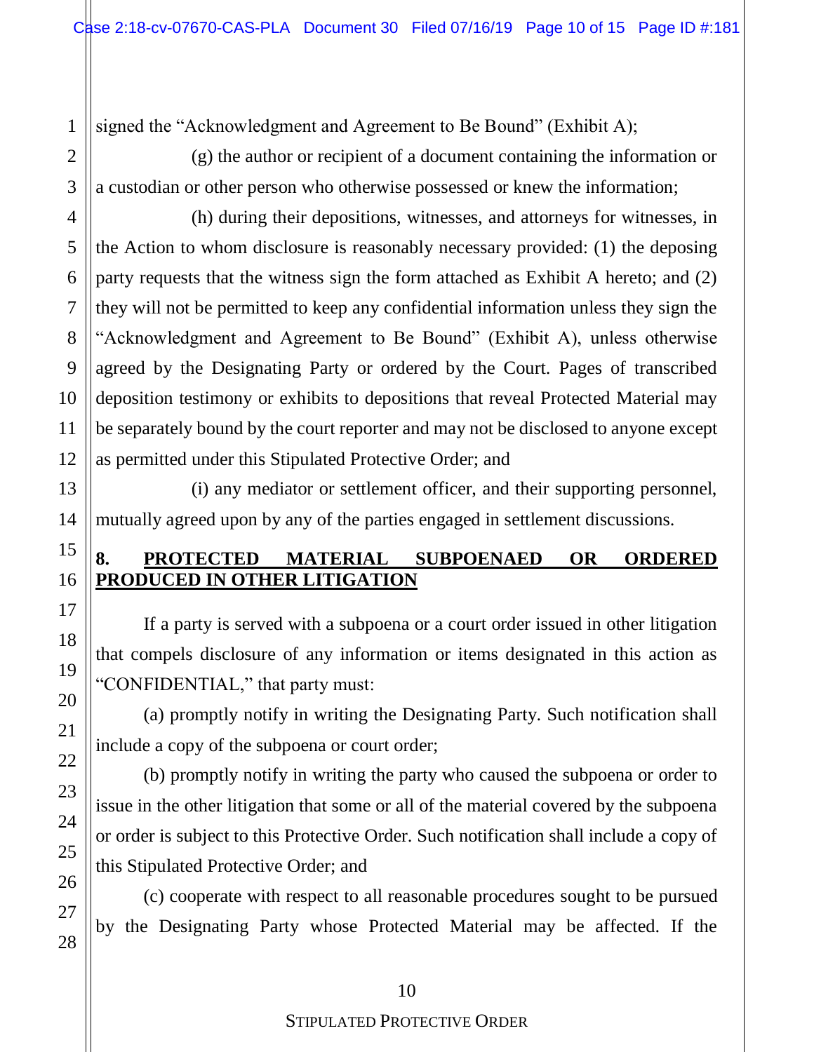signed the "Acknowledgment and Agreement to Be Bound" (Exhibit A);

(g) the author or recipient of a document containing the information or a custodian or other person who otherwise possessed or knew the information;

(h) during their depositions, witnesses, and attorneys for witnesses, in the Action to whom disclosure is reasonably necessary provided: (1) the deposing party requests that the witness sign the form attached as Exhibit A hereto; and (2) they will not be permitted to keep any confidential information unless they sign the "Acknowledgment and Agreement to Be Bound" (Exhibit A), unless otherwise agreed by the Designating Party or ordered by the Court. Pages of transcribed deposition testimony or exhibits to depositions that reveal Protected Material may be separately bound by the court reporter and may not be disclosed to anyone except as permitted under this Stipulated Protective Order; and

(i) any mediator or settlement officer, and their supporting personnel, mutually agreed upon by any of the parties engaged in settlement discussions.

## 8. PROTECTED MATERIAL SUBPOENAED OR ORDERED PRODUCED IN OTHER LITIGATION

If a party is served with a subpoena or a court order issued in other litigation that compels disclosure of any information or items designated in this action as "CONFIDENTIAL," that party must:

(a) promptly notify in writing the Designating Party. Such notification shall include a copy of the subpoena or court order;

(b) promptly notify in writing the party who caused the subpoena or order to issue in the other litigation that some or all of the material covered by the subpoena or order is subject to this Protective Order. Such notification shall include a copy of this Stipulated Protective Order; and

(c) cooperate with respect to all reasonable procedures sought to be pursued by the Designating Party whose Protected Material may be affected. If the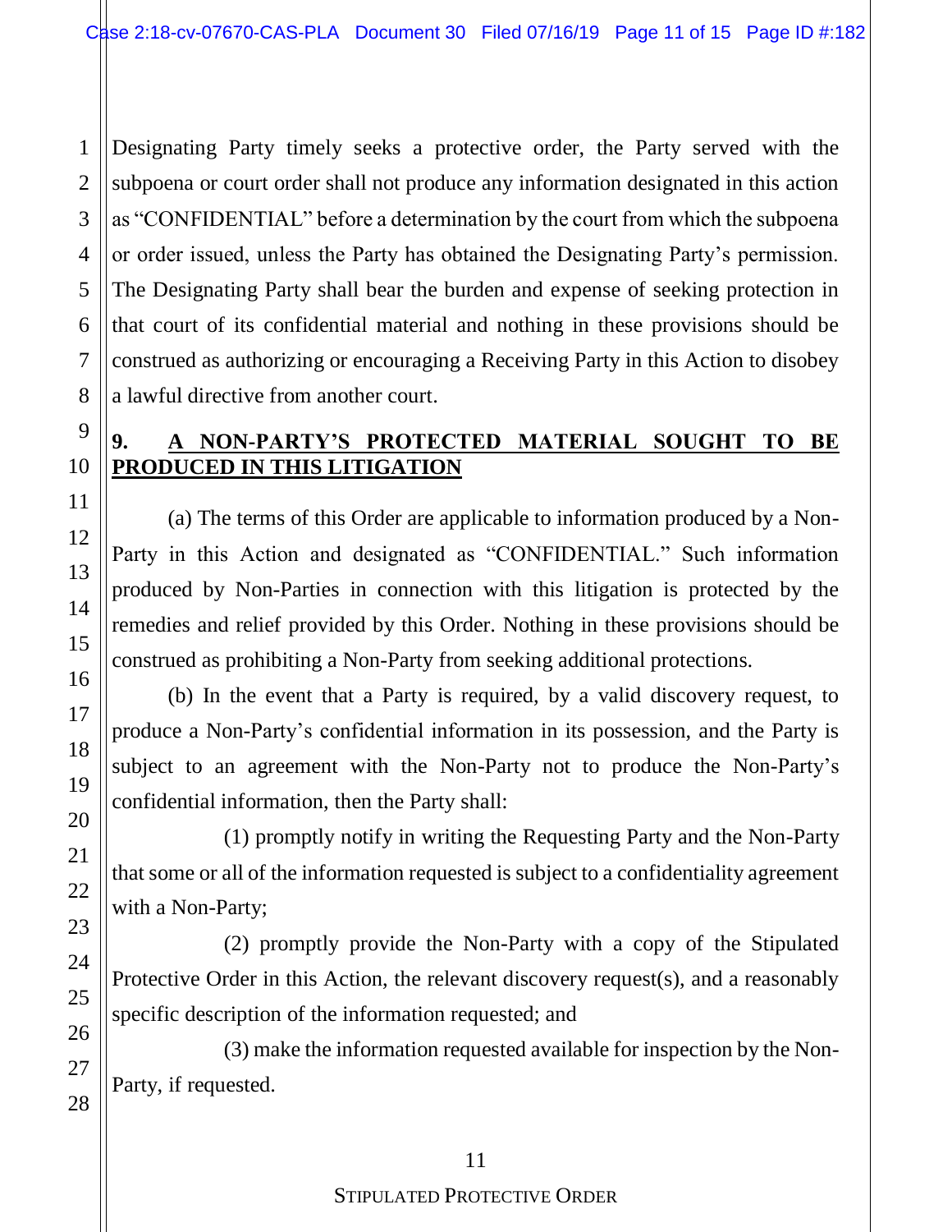Designating Party timely seeks a protective order, the Party served with the subpoena or court order shall not produce any information designated in this action as "CONFIDENTIAL" before a determination by the court from which the subpoena or order issued, unless the Party has obtained the Designating Party's permission. The Designating Party shall bear the burden and expense of seeking protection in that court of its confidential material and nothing in these provisions should be construed as authorizing or encouraging a Receiving Party in this Action to disobey a lawful directive from another court.

## 9. A NON-PARTY'S PROTECTED MATERIAL SOUGHT TO BE PRODUCED IN THIS LITIGATION

(a) The terms of this Order are applicable to information produced by a Non-Party in this Action and designated as "CONFIDENTIAL." Such information produced by Non-Parties in connection with this litigation is protected by the remedies and relief provided by this Order. Nothing in these provisions should be construed as prohibiting a Non-Party from seeking additional protections.

(b) In the event that a Party is required, by a valid discovery request, to produce a Non-Party's confidential information in its possession, and the Party is subject to an agreement with the Non-Party not to produce the Non-Party's confidential information, then the Party shall:

(1) promptly notify in writing the Requesting Party and the Non-Party that some or all of the information requested is subject to a confidentiality agreement with a Non-Party;

(2) promptly provide the Non-Party with a copy of the Stipulated Protective Order in this Action, the relevant discovery request(s), and a reasonably specific description of the information requested; and

(3) make the information requested available for inspection by the Non-Party, if requested.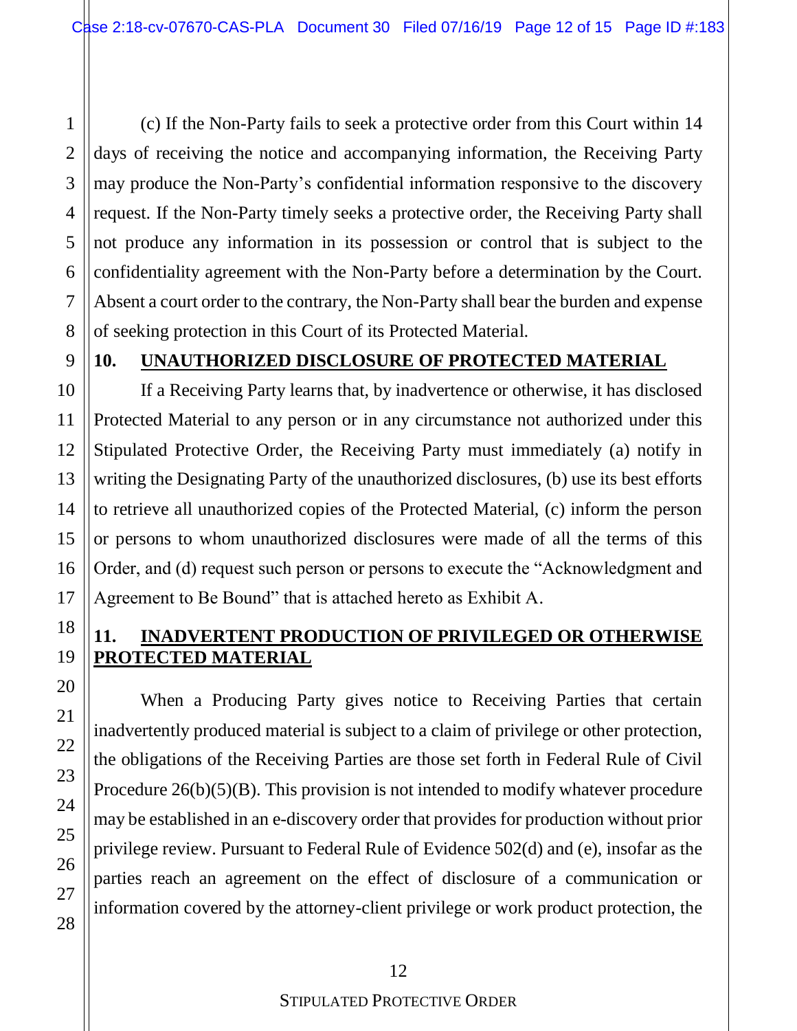(c) If the Non-Party fails to seek a protective order from this Court within 14 days of receiving the notice and accompanying information, the Receiving Party may produce the Non-Party's confidential information responsive to the discovery request. If the Non-Party timely seeks a protective order, the Receiving Party shall not produce any information in its possession or control that is subject to the confidentiality agreement with the Non-Party before a determination by the Court. Absent a court order to the contrary, the Non-Party shall bear the burden and expense of seeking protection in this Court of its Protected Material.

## 10. UNAUTHORIZED DISCLOSURE OF PROTECTED MATERIAL

If a Receiving Party learns that, by inadvertence or otherwise, it has disclosed Protected Material to any person or in any circumstance not authorized under this Stipulated Protective Order, the Receiving Party must immediately (a) notify in writing the Designating Party of the unauthorized disclosures, (b) use its best efforts to retrieve all unauthorized copies of the Protected Material, (c) inform the person or persons to whom unauthorized disclosures were made of all the terms of this Order, and (d) request such person or persons to execute the "Acknowledgment and Agreement to Be Bound" that is attached hereto as Exhibit A.

## 11. INADVERTENT PRODUCTION OF PRIVILEGED OR OTHERWISE PROTECTED MATERIAL

When a Producing Party gives notice to Receiving Parties that certain inadvertently produced material is subject to a claim of privilege or other protection, the obligations of the Receiving Parties are those set forth in Federal Rule of Civil Procedure 26(b)(5)(B). This provision is not intended to modify whatever procedure may be established in an e-discovery order that provides for production without prior privilege review. Pursuant to Federal Rule of Evidence 502(d) and (e), insofar as the parties reach an agreement on the effect of disclosure of a communication or information covered by the attorney-client privilege or work product protection, the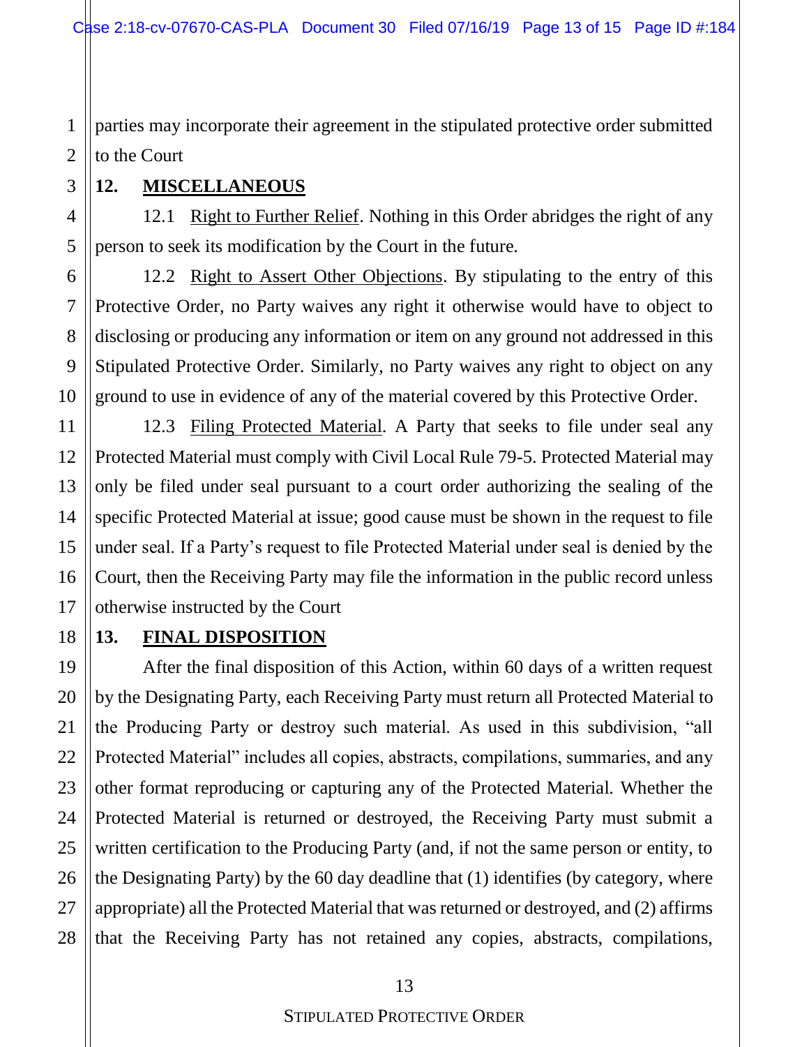parties may incorporate their agreement in the stipulated protective order submitted to the Court

## 12. MISCELLANEOUS

12.1 Right to Further Relief. Nothing in this Order abridges the right of any person to seek its modification by the Court in the future.

12.2 Right to Assert Other Objections. By stipulating to the entry of this Protective Order, no Party waives any right it otherwise would have to object to disclosing or producing any information or item on any ground not addressed in this Stipulated Protective Order. Similarly, no Party waives any right to object on any ground to use in evidence of any of the material covered by this Protective Order.

12.3 Filing Protected Material. A Party that seeks to file under seal any Protected Material must comply with Civil Local Rule 79-5. Protected Material may only be filed under seal pursuant to a court order authorizing the sealing of the specific Protected Material at issue; good cause must be shown in the request to file under seal. If a Party's request to file Protected Material under seal is denied by the Court, then the Receiving Party may file the information in the public record unless otherwise instructed by the Court

## 13. FINAL DISPOSITION

After the final disposition of this Action, within 60 days of a written request by the Designating Party, each Receiving Party must return all Protected Material to the Producing Party or destroy such material. As used in this subdivision, "all Protected Material" includes all copies, abstracts, compilations, summaries, and any other format reproducing or capturing any of the Protected Material. Whether the Protected Material is returned or destroyed, the Receiving Party must submit a written certification to the Producing Party (and, if not the same person or entity, to the Designating Party) by the 60 day deadline that (1) identifies (by category, where appropriate) all the Protected Material that was returned or destroyed, and (2) affirms that the Receiving Party has not retained any copies, abstracts, compilations,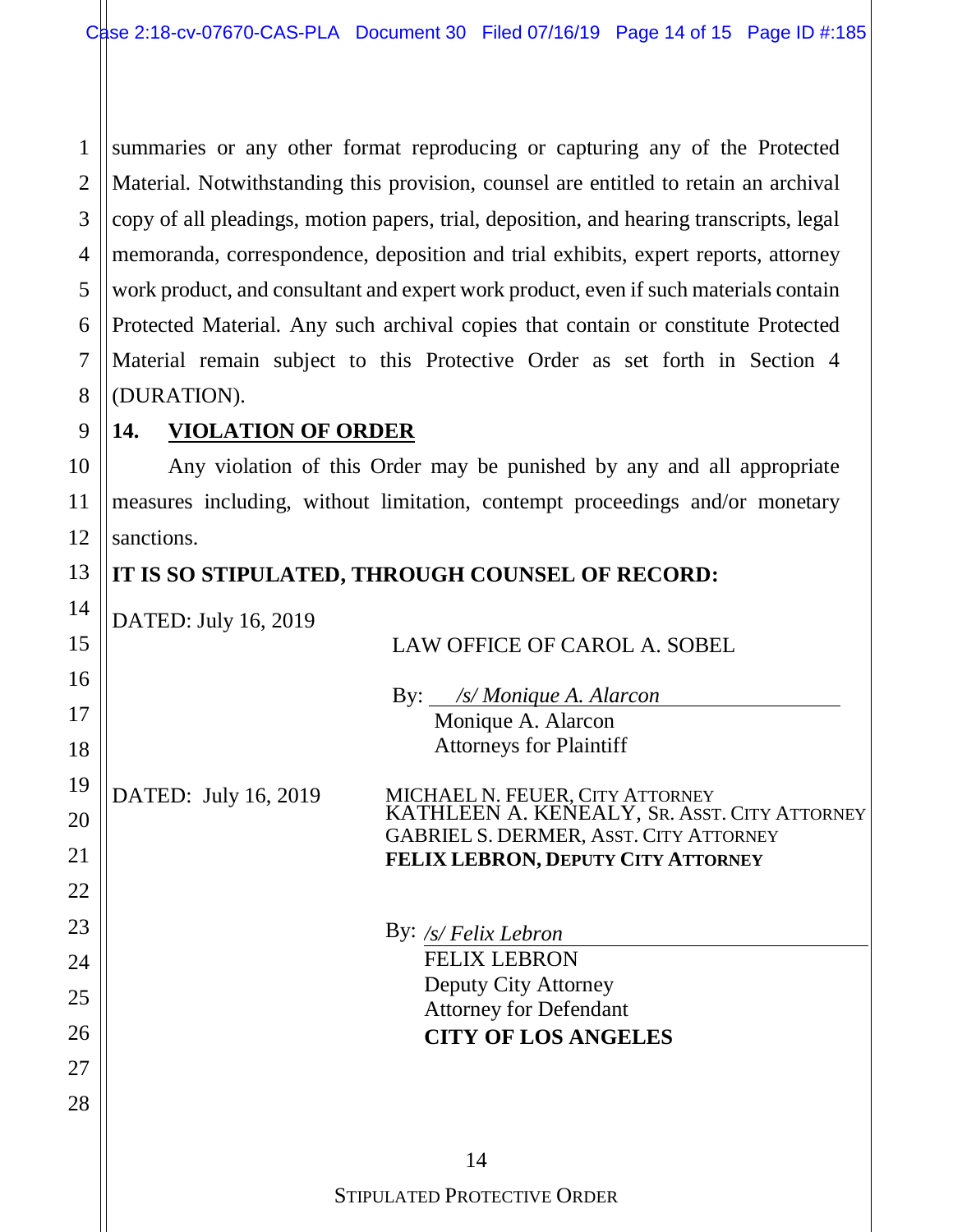summaries or any other format reproducing or capturing any of the Protected Material. Notwithstanding this provision, counsel are entitled to retain an archival copy of all pleadings, motion papers, trial, deposition, and hearing transcripts, legal memoranda, correspondence, deposition and trial exhibits, expert reports, attorney work product, and consultant and expert work product, even if such materials contain Protected Material. Any such archival copies that contain or constitute Protected Material remain subject to this Protective Order as set forth in Section 4 (DURATION).

## 14. VIOLATION OF ORDER

Any violation of this Order may be punished by any and all appropriate measures including, without limitation, contempt proceedings and/or monetary sanctions.

**IT IS SO STIPULATED, THROUGH COUNSEL OF RECORD:**

DATED: July 16, 2019

LAW OFFICE OF CAROL A. SOBEL

By: *<u>/s/ Monique A. Alarcon</u>*
Monique A. Alarcon
Attorneys for Plaintiff

DATED: July 16, 2019

MICHAEL N. FEUER, CITY ATTORNEY
KATHLEEN A. KENEALY, SR. ASST. CITY ATTORNEY
GABRIEL S. DERMER, ASST. CITY ATTORNEY
**FELIX LEBRON, DEPUTY CITY ATTORNEY**

By: *<u>/s/ Felix Lebron</u>*
FELIX LEBRON
Deputy City Attorney
Attorney for Defendant
**CITY OF LOS ANGELES**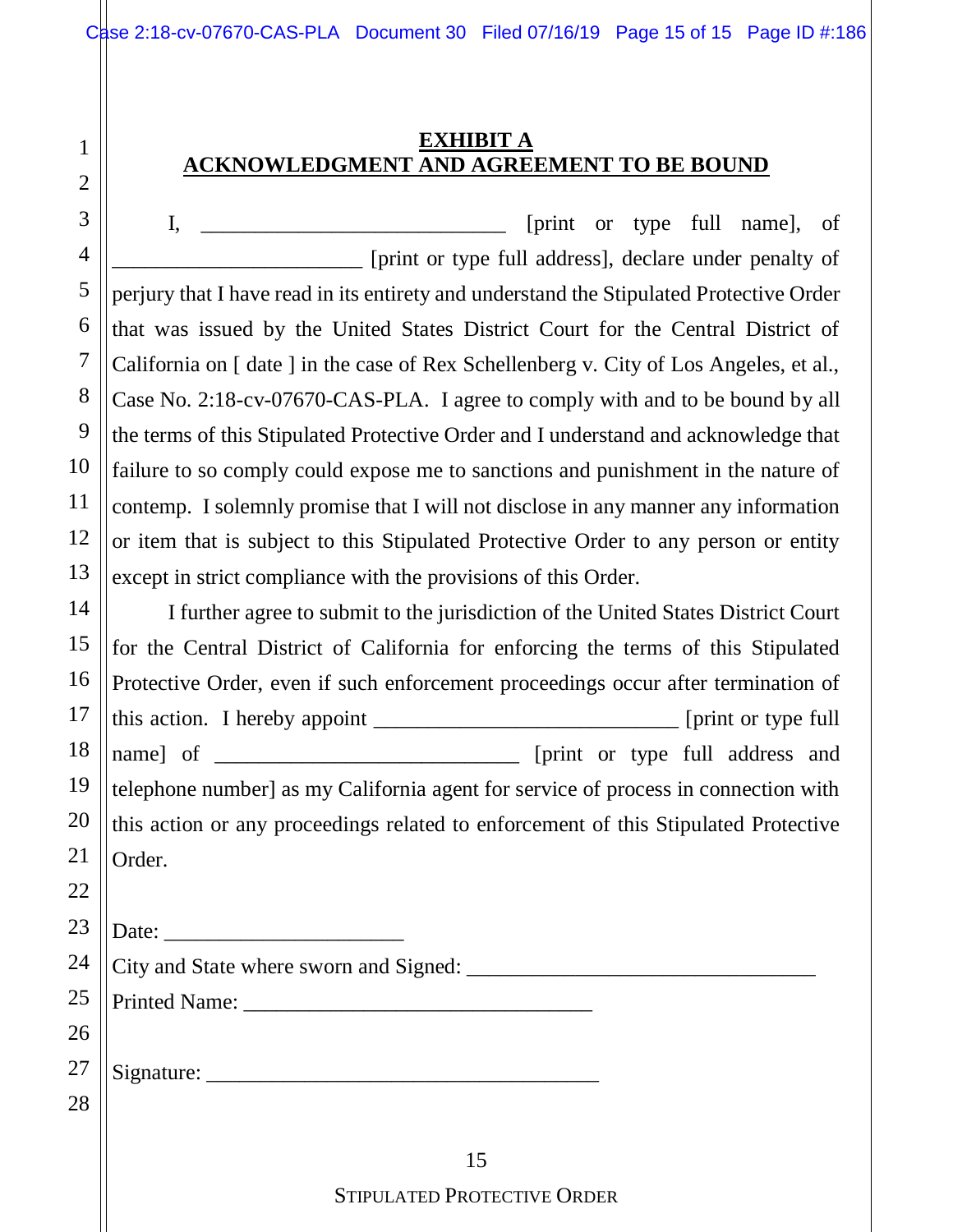# EXHIBIT A
## ACKNOWLEDGMENT AND AGREEMENT TO BE BOUND

I, ____________________________ [print or type full name], of _______________________ [print or type full address], declare under penalty of perjury that I have read in its entirety and understand the Stipulated Protective Order that was issued by the United States District Court for the Central District of California on [ date ] in the case of Rex Schellenberg v. City of Los Angeles, et al., Case No. 2:18-cv-07670-CAS-PLA. I agree to comply with and to be bound by all the terms of this Stipulated Protective Order and I understand and acknowledge that failure to so comply could expose me to sanctions and punishment in the nature of contemp. I solemnly promise that I will not disclose in any manner any information or item that is subject to this Stipulated Protective Order to any person or entity except in strict compliance with the provisions of this Order.

I further agree to submit to the jurisdiction of the United States District Court for the Central District of California for enforcing the terms of this Stipulated Protective Order, even if such enforcement proceedings occur after termination of this action. I hereby appoint ____________________________ [print or type full name] of ____________________________ [print or type full address and telephone number] as my California agent for service of process in connection with this action or any proceedings related to enforcement of this Stipulated Protective Order.

Date: ______________________

City and State where sworn and Signed: _________________________________

Printed Name: _________________________________

Signature: ____________________________________